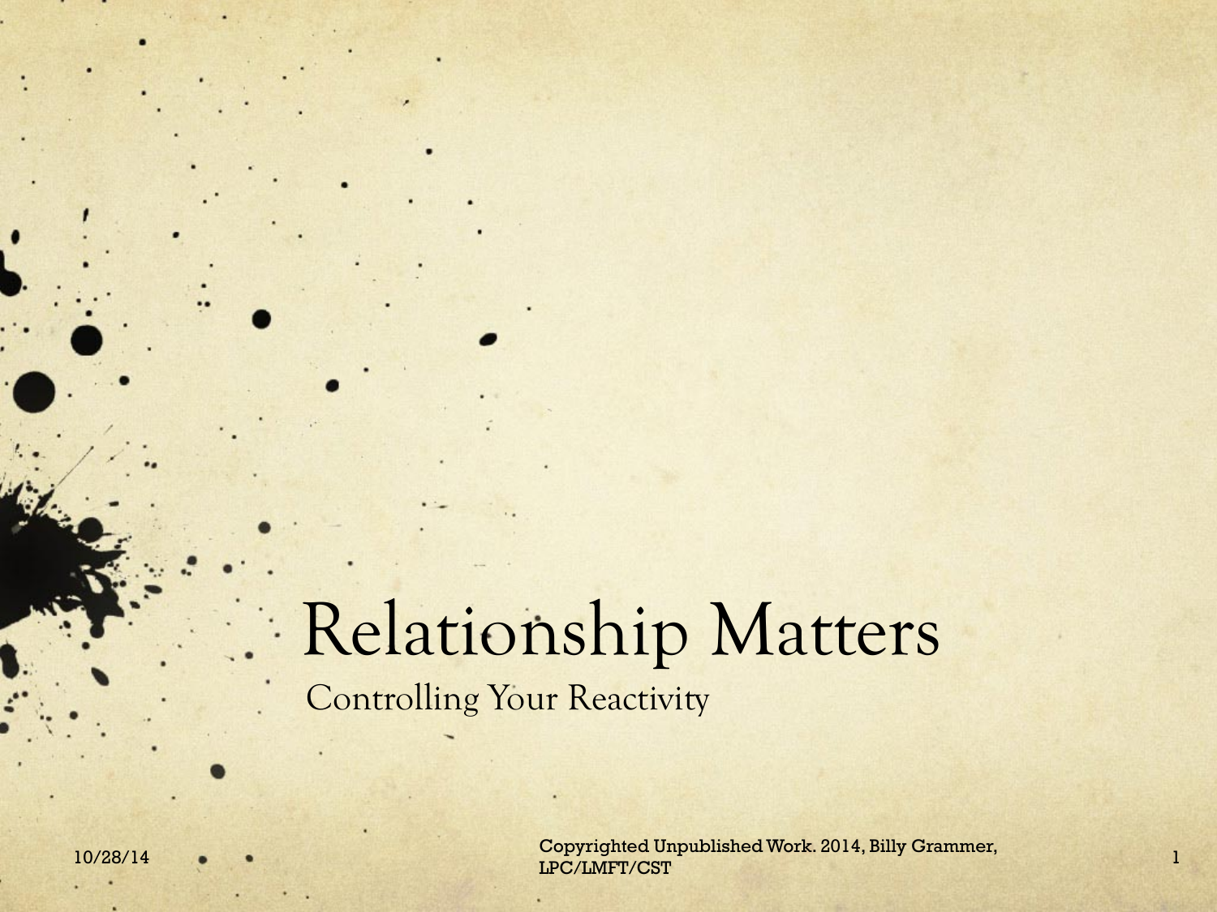# Relationship Matters

## Controlling Your Reactivity

Copyrighted Unpublished Work. 2014, Billy Grammer, LPC/LMFT/CST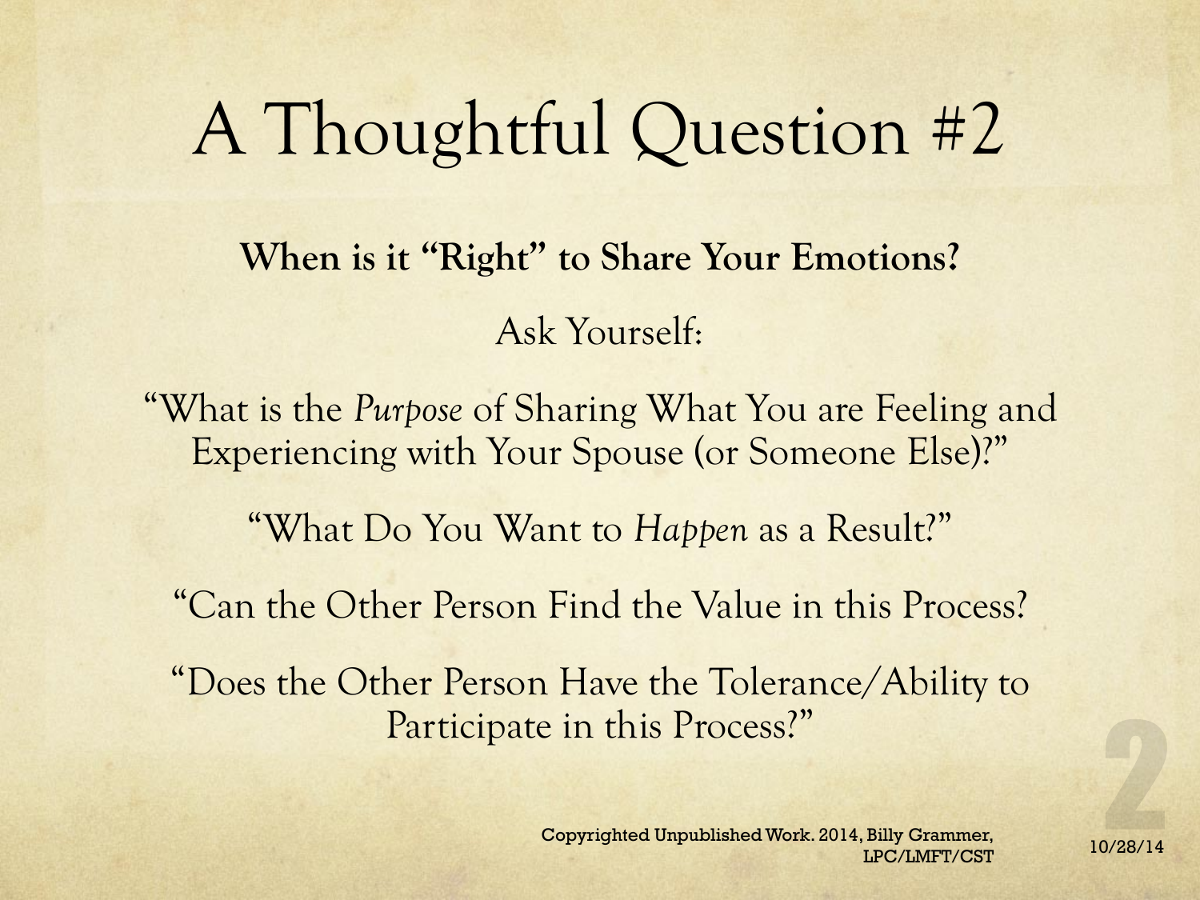# A Thoughtful Question #2

**When is it "Right" to Share Your Emotions?**

Ask Yourself:

"What is the *Purpose* of Sharing What You are Feeling and Experiencing with Your Spouse (or Someone Else)?"

"What Do You Want to *Happen* as a Result?"

"Can the Other Person Find the Value in this Process?

"Does the Other Person Have the Tolerance/Ability to Participate in this Process?"

Copyrighted Unpublished Work. 2014, Billy Grammer, LPC/LMFT/CST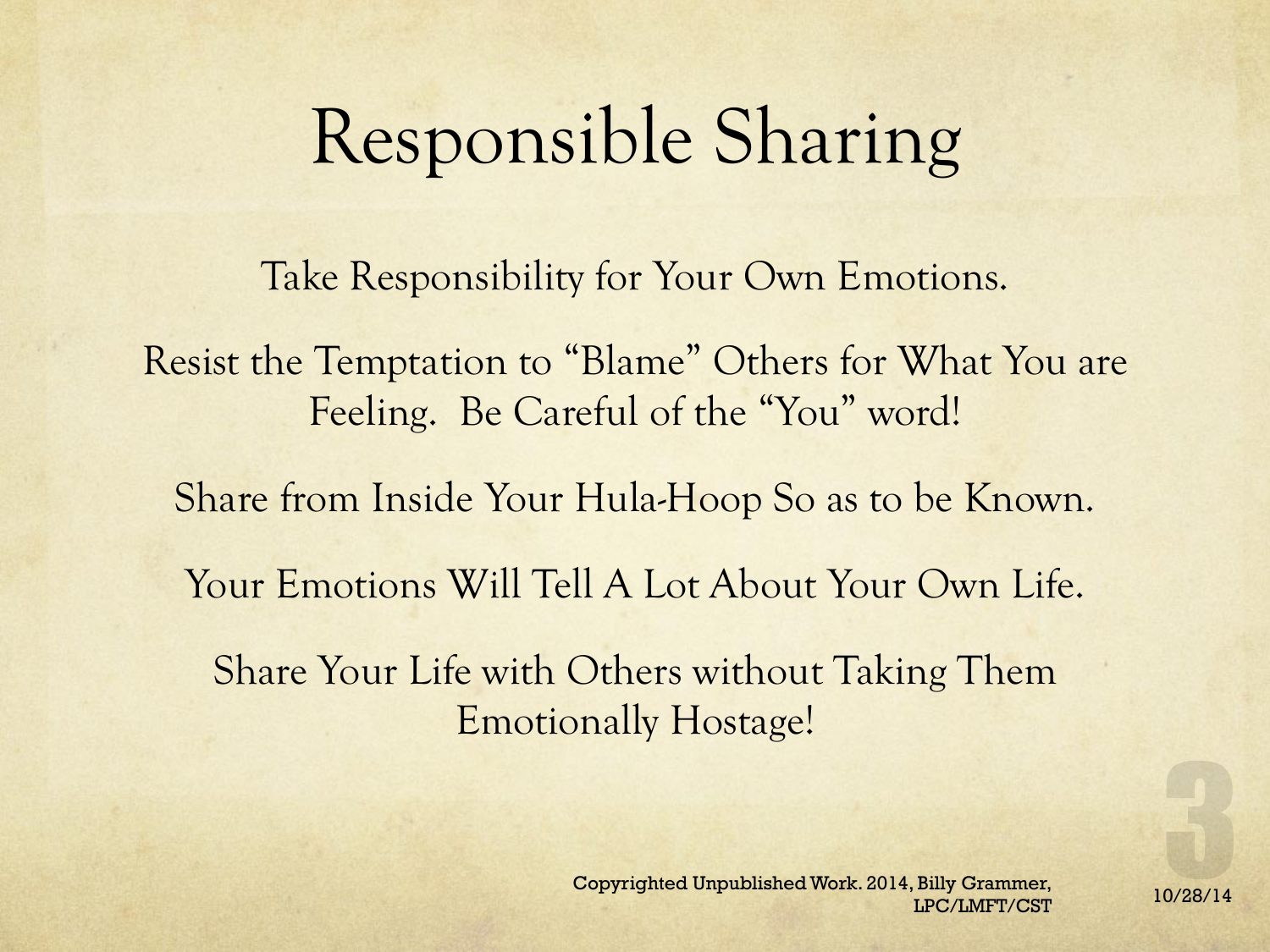# Responsible Sharing

Take Responsibility for Your Own Emotions.

Resist the Temptation to "Blame" Others for What You are Feeling. Be Careful of the "You" word!

Share from Inside Your Hula-Hoop So as to be Known.

Your Emotions Will Tell A Lot About Your Own Life.

Share Your Life with Others without Taking Them Emotionally Hostage!

Copyrighted Unpublished Work. 2014, Billy Grammer, LPC/LMFT/CST

10/28/14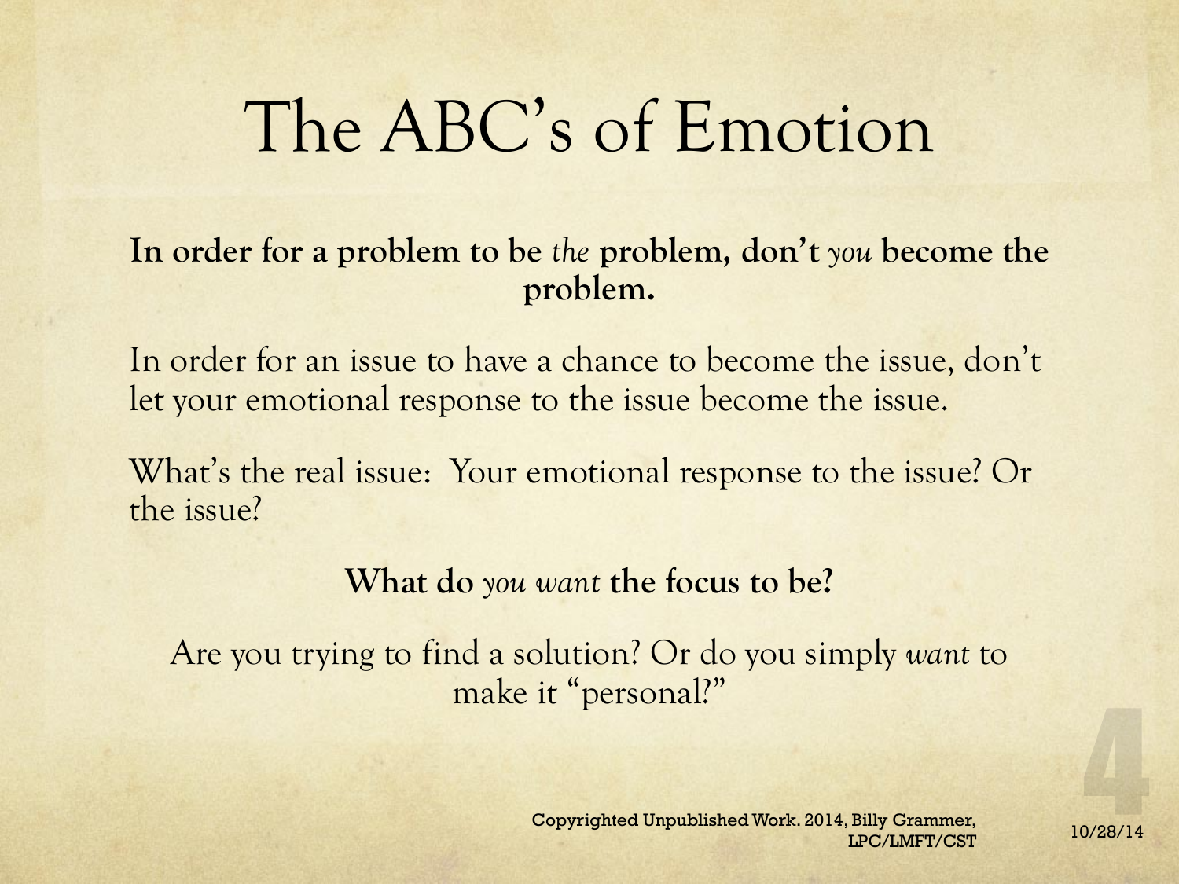# The ABC's of Emotion

**In order for a problem to be *the* problem, don't *you* become the problem.**

In order for an issue to have a chance to become the issue, don't let your emotional response to the issue become the issue.

What's the real issue: Your emotional response to the issue? Or the issue?

**What do *you want* the focus to be?**

Are you trying to find a solution? Or do you simply *want* to make it "personal?"

Copyrighted Unpublished Work. 2014, Billy Grammer, LPC/LMFT/CST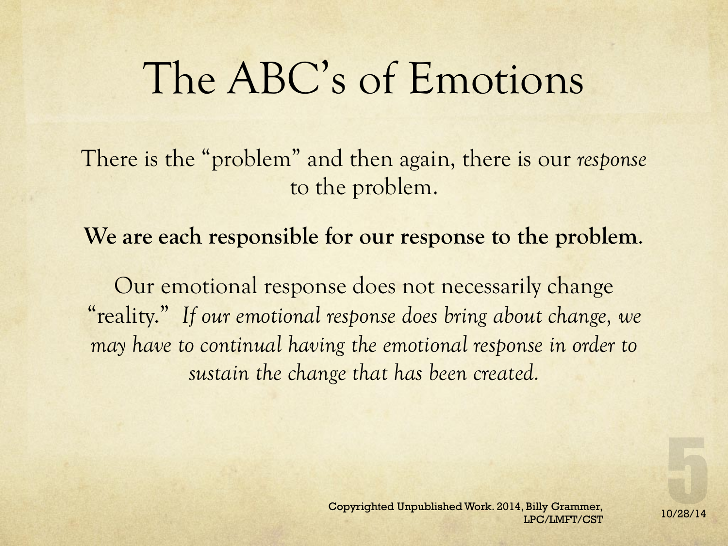# The ABC's of Emotions

There is the "problem" and then again, there is our *response* to the problem.

**We are each responsible for our response to the problem.**

Our emotional response does not necessarily change "reality." *If our emotional response does bring about change, we may have to continual having the emotional response in order to sustain the change that has been created.*

Copyrighted Unpublished Work. 2014, Billy Grammer, LPC/LMFT/CST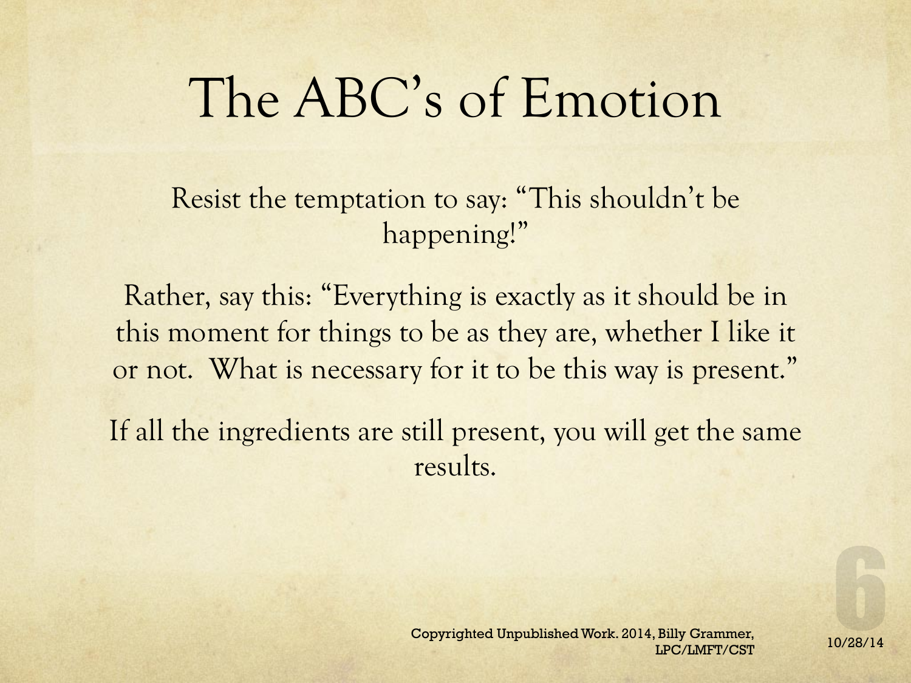# The ABC's of Emotion

Resist the temptation to say: "This shouldn't be happening!"

Rather, say this: "Everything is exactly as it should be in this moment for things to be as they are, whether I like it or not. What is necessary for it to be this way is present."

If all the ingredients are still present, you will get the same results.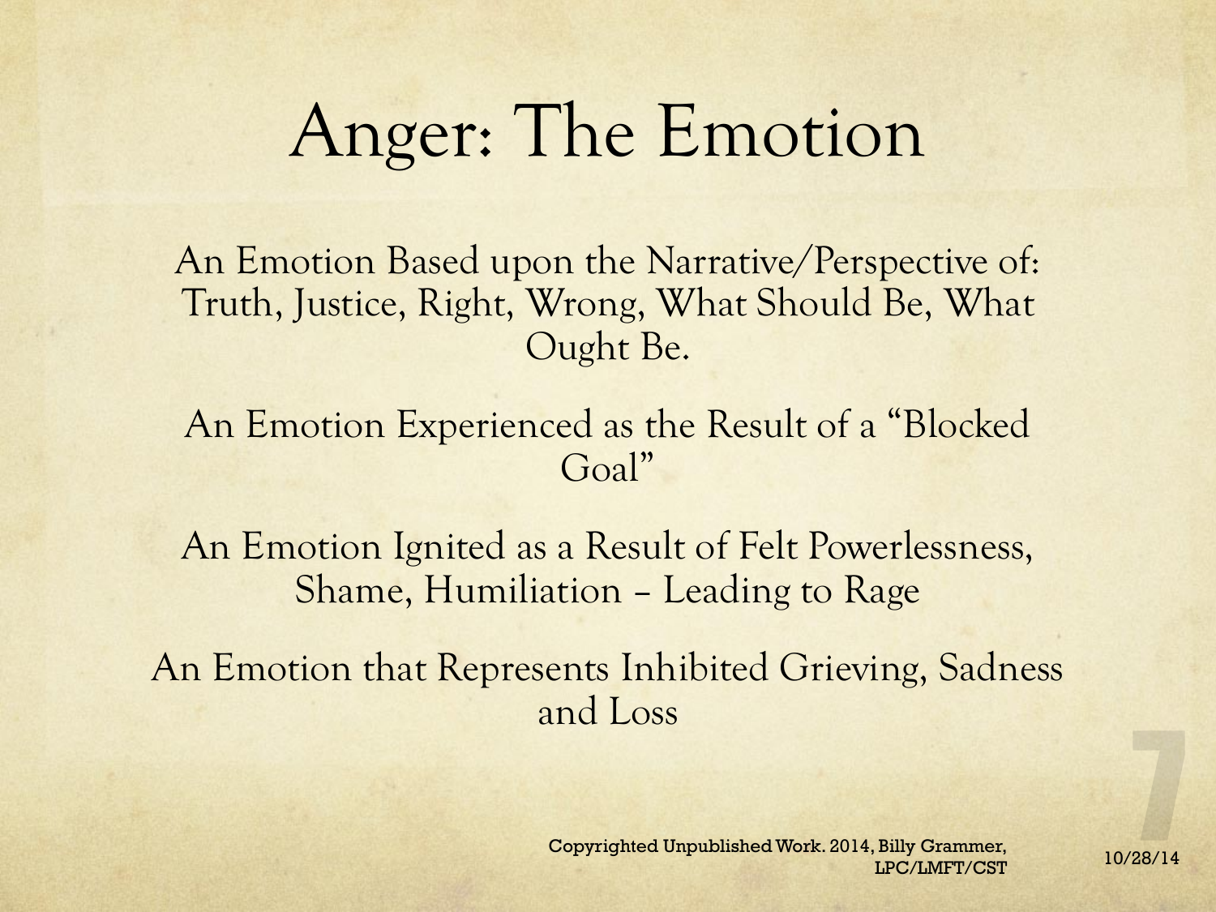# Anger: The Emotion

An Emotion Based upon the Narrative/Perspective of: Truth, Justice, Right, Wrong, What Should Be, What Ought Be.

An Emotion Experienced as the Result of a "Blocked Goal"

An Emotion Ignited as a Result of Felt Powerlessness, Shame, Humiliation – Leading to Rage

An Emotion that Represents Inhibited Grieving, Sadness and Loss

Copyrighted Unpublished Work. 2014, Billy Grammer, LPC/LMFT/CST

10/28/14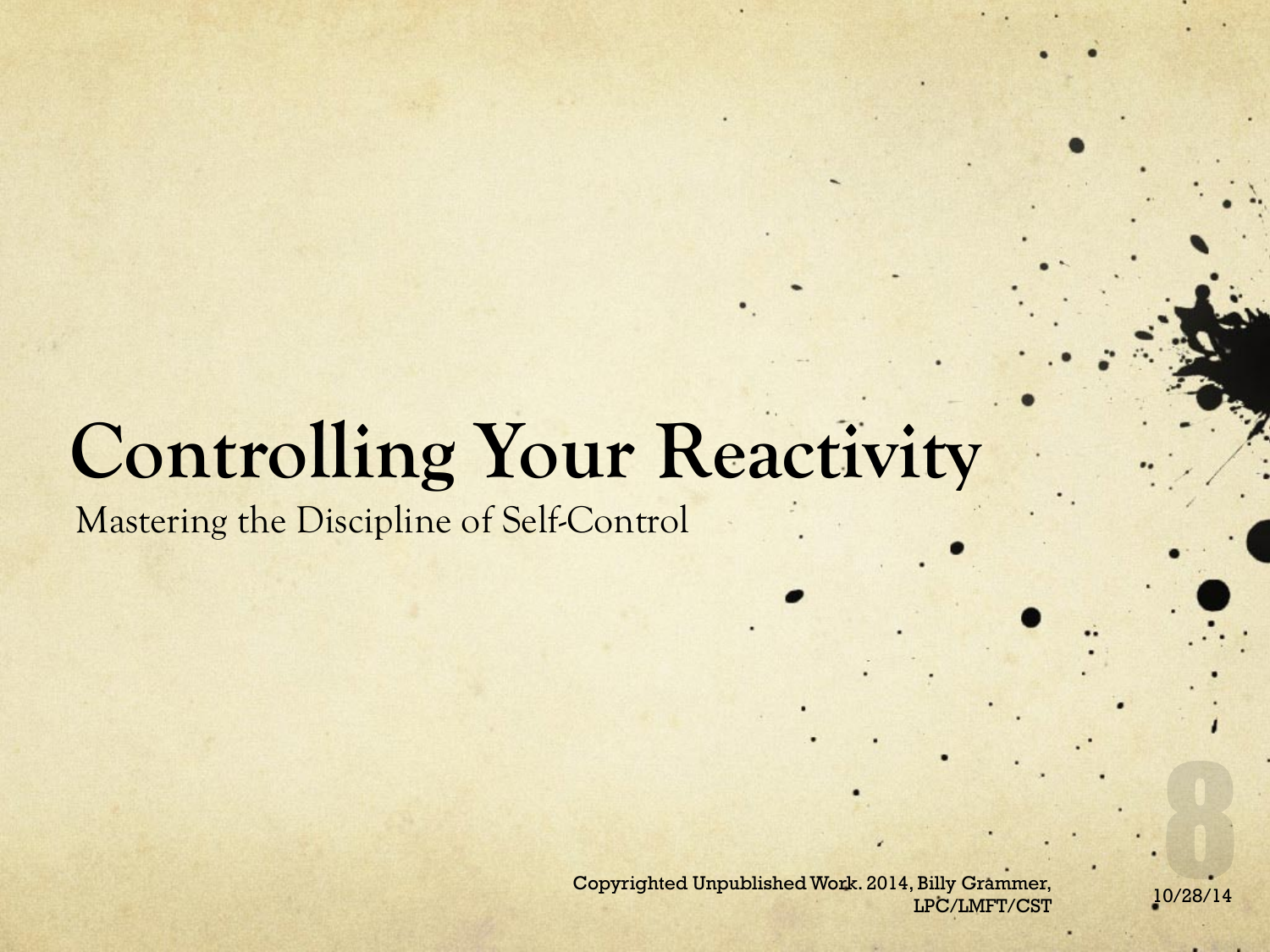# Controlling Your Reactivity

Mastering the Discipline of Self-Control

Copyrighted Unpublished Work. 2014, Billy Grammer, LPC/LMFT/CST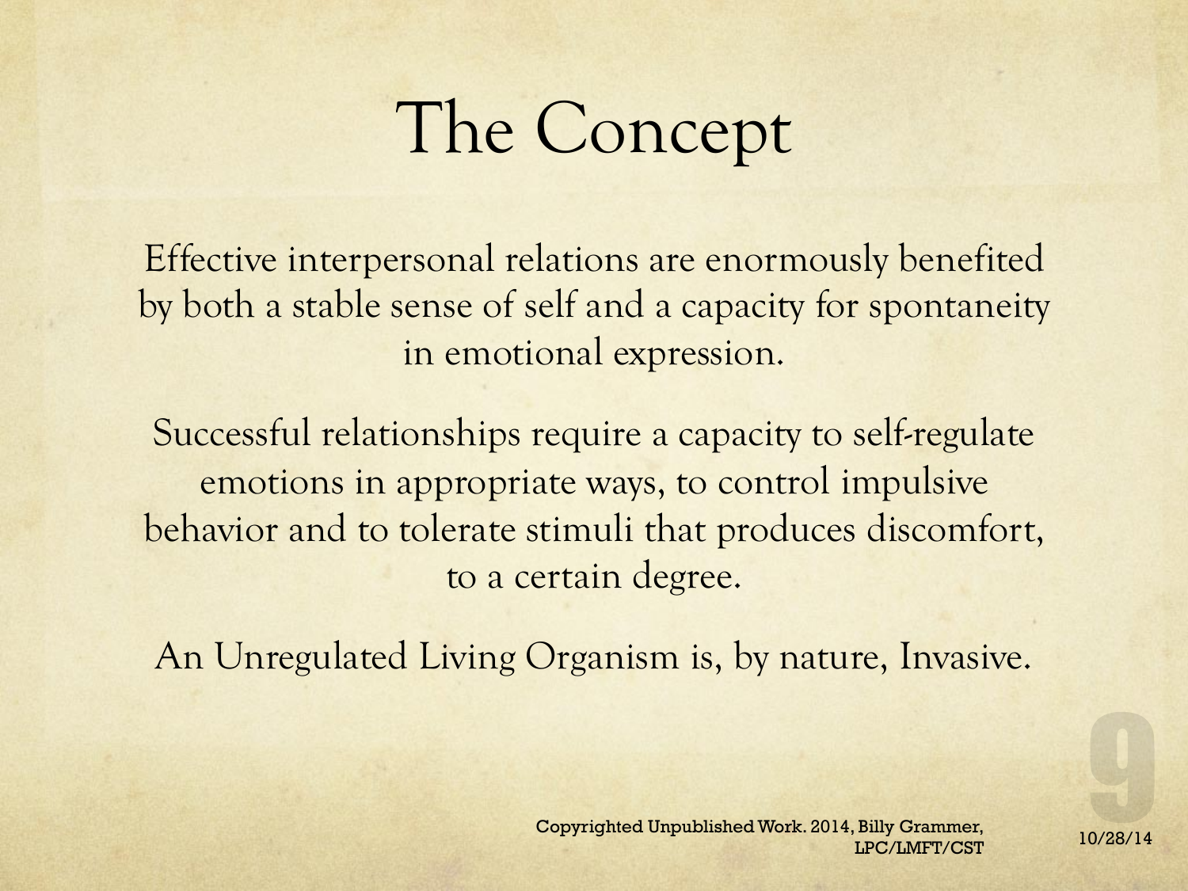# The Concept

Effective interpersonal relations are enormously benefited by both a stable sense of self and a capacity for spontaneity in emotional expression.

Successful relationships require a capacity to self-regulate emotions in appropriate ways, to control impulsive behavior and to tolerate stimuli that produces discomfort, to a certain degree.

An Unregulated Living Organism is, by nature, Invasive.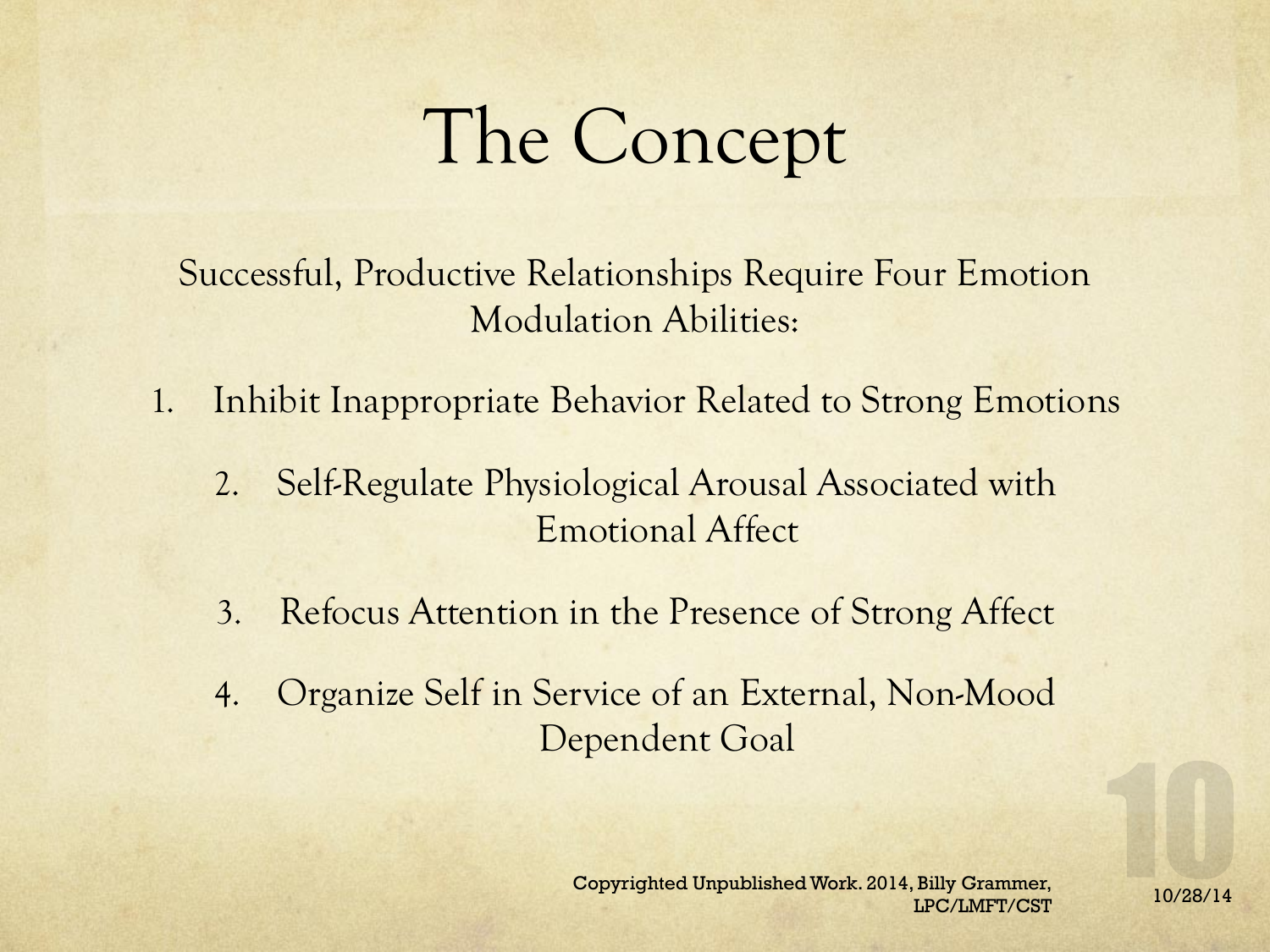# The Concept

Successful, Productive Relationships Require Four Emotion Modulation Abilities:

1. Inhibit Inappropriate Behavior Related to Strong Emotions
2. Self-Regulate Physiological Arousal Associated with Emotional Affect
3. Refocus Attention in the Presence of Strong Affect
4. Organize Self in Service of an External, Non-Mood Dependent Goal

Copyrighted Unpublished Work. 2014, Billy Grammer, LPC/LMFT/CST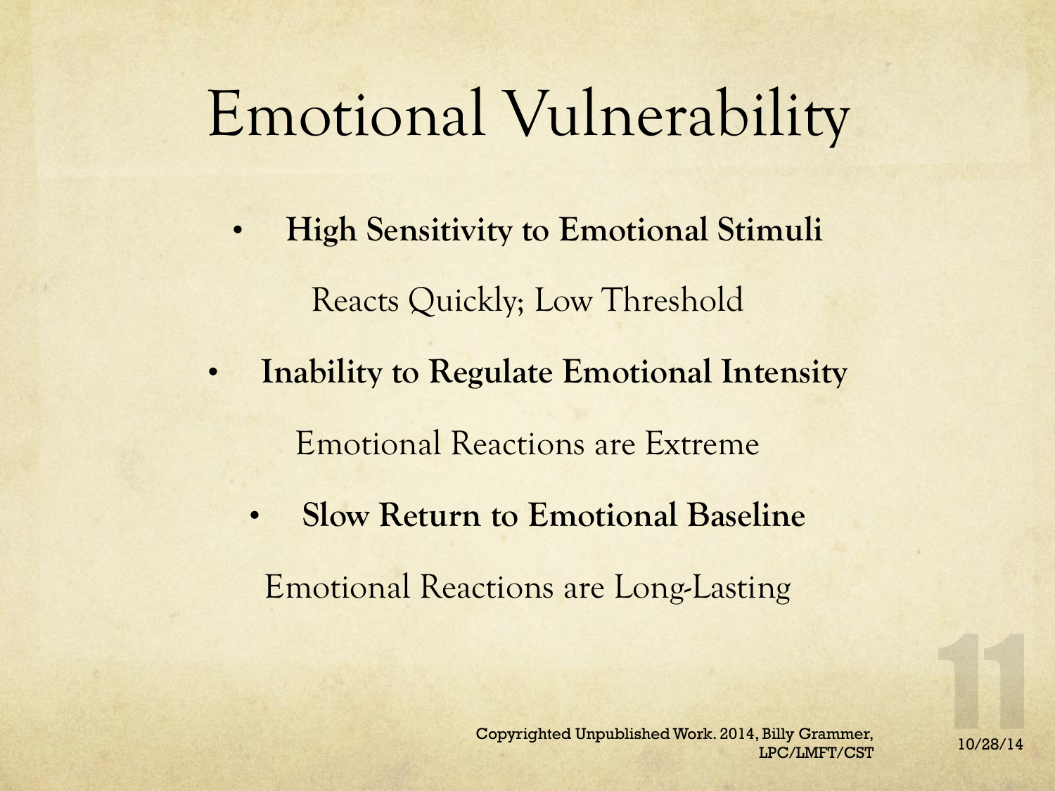# Emotional Vulnerability

- **High Sensitivity to Emotional Stimuli**

  Reacts Quickly; Low Threshold

- **Inability to Regulate Emotional Intensity**

  Emotional Reactions are Extreme

- **Slow Return to Emotional Baseline**

  Emotional Reactions are Long-Lasting

Copyrighted Unpublished Work. 2014, Billy Grammer, LPC/LMFT/CST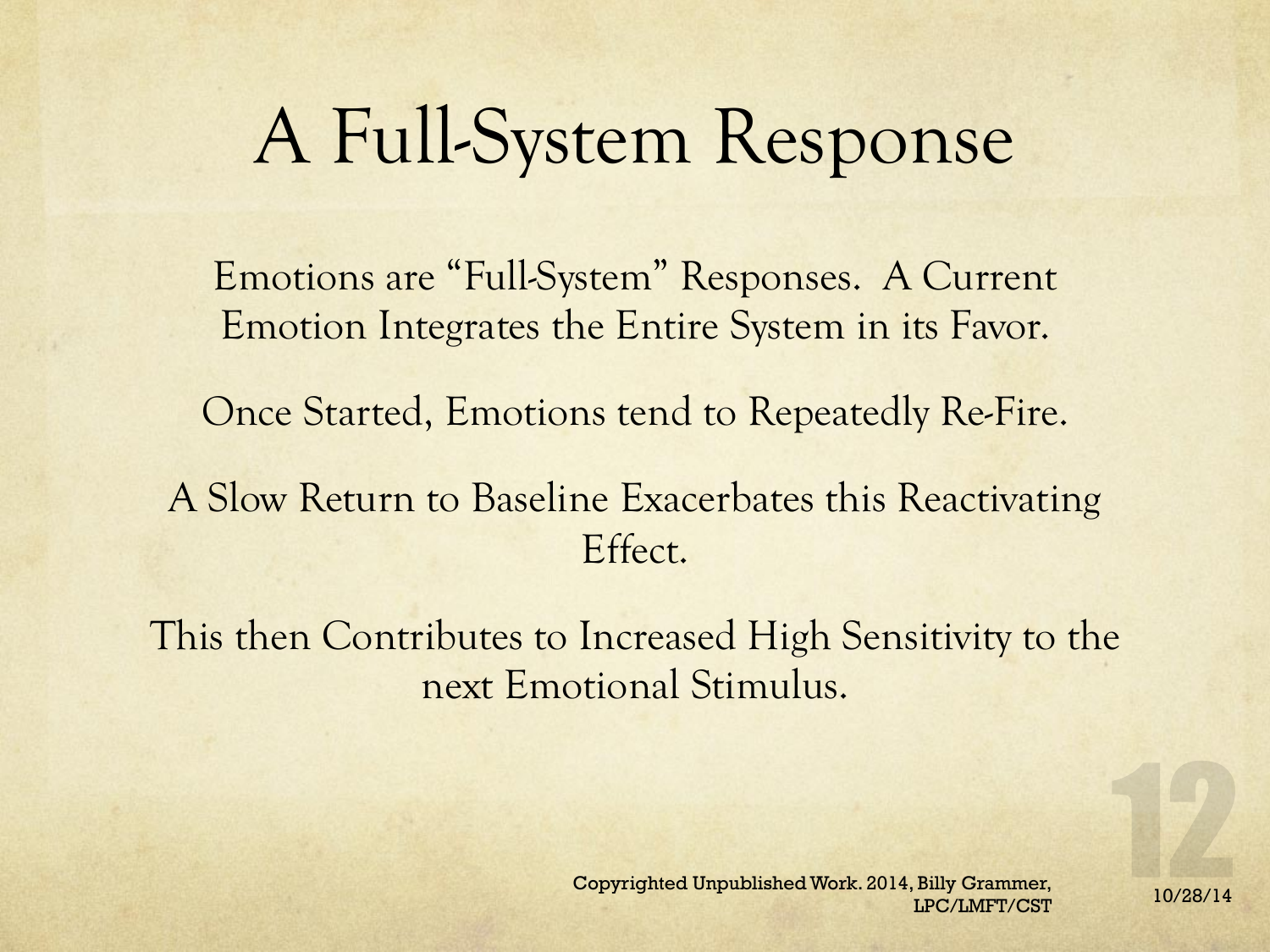# A Full-System Response

Emotions are “Full-System” Responses. A Current Emotion Integrates the Entire System in its Favor.

Once Started, Emotions tend to Repeatedly Re-Fire.

A Slow Return to Baseline Exacerbates this Reactivating Effect.

This then Contributes to Increased High Sensitivity to the next Emotional Stimulus.

Copyrighted Unpublished Work. 2014, Billy Grammer, LPC/LMFT/CST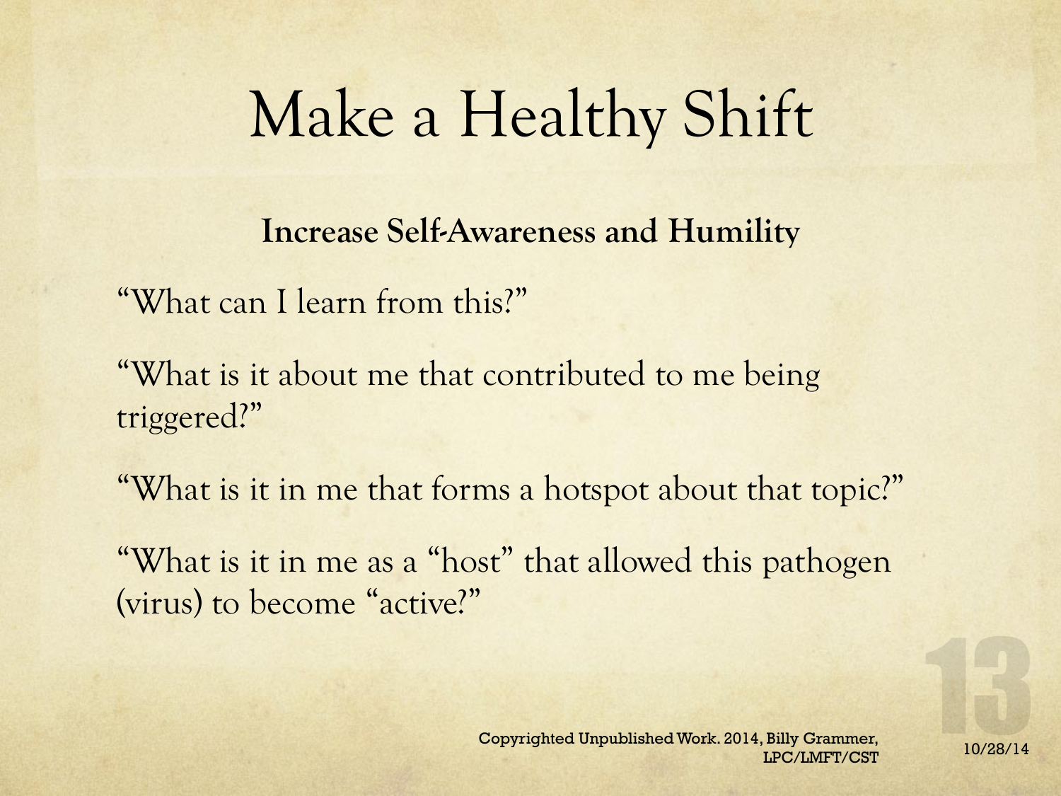# Make a Healthy Shift

**Increase Self-Awareness and Humility**

"What can I learn from this?"

"What is it about me that contributed to me being triggered?"

"What is it in me that forms a hotspot about that topic?"

"What is it in me as a "host" that allowed this pathogen (virus) to become "active?"

Copyrighted Unpublished Work. 2014, Billy Grammer, LPC/LMFT/CST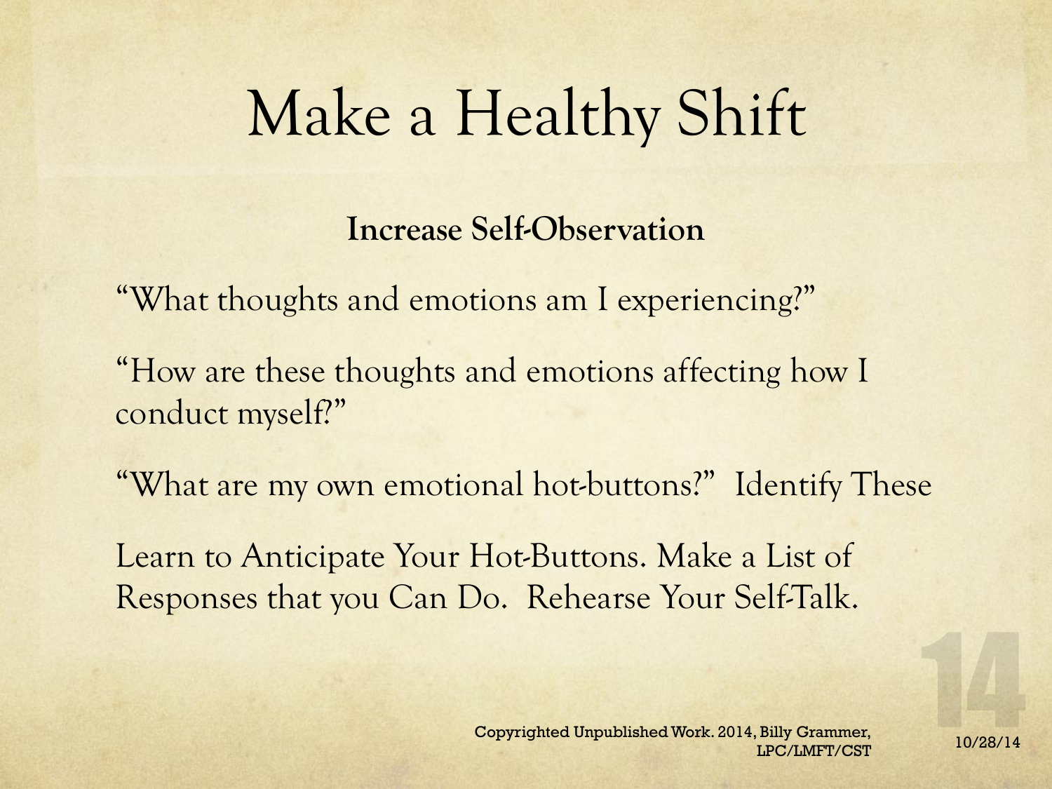# Make a Healthy Shift

**Increase Self-Observation**

"What thoughts and emotions am I experiencing?"

"How are these thoughts and emotions affecting how I conduct myself?"

"What are my own emotional hot-buttons?" Identify These

Learn to Anticipate Your Hot-Buttons. Make a List of Responses that you Can Do. Rehearse Your Self-Talk.

Copyrighted Unpublished Work. 2014, Billy Grammer, LPC/LMFT/CST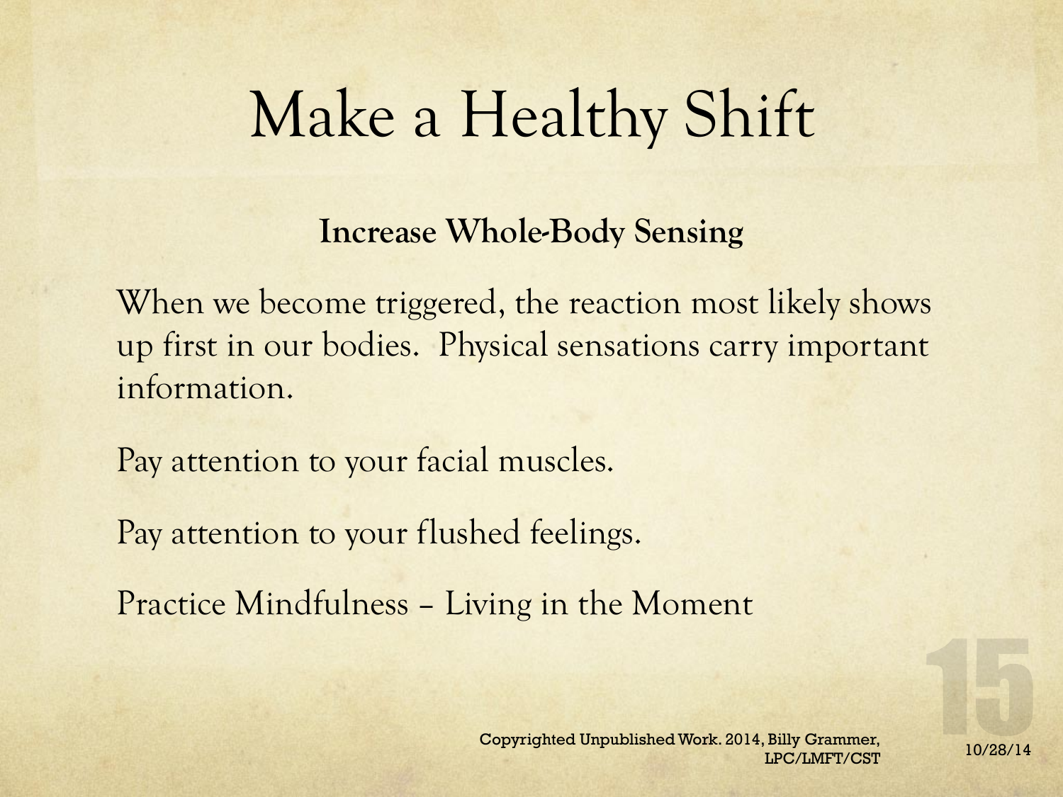# Make a Healthy Shift

**Increase Whole-Body Sensing**

When we become triggered, the reaction most likely shows up first in our bodies. Physical sensations carry important information.

Pay attention to your facial muscles.

Pay attention to your flushed feelings.

Practice Mindfulness – Living in the Moment

Copyrighted Unpublished Work. 2014, Billy Grammer, LPC/LMFT/CST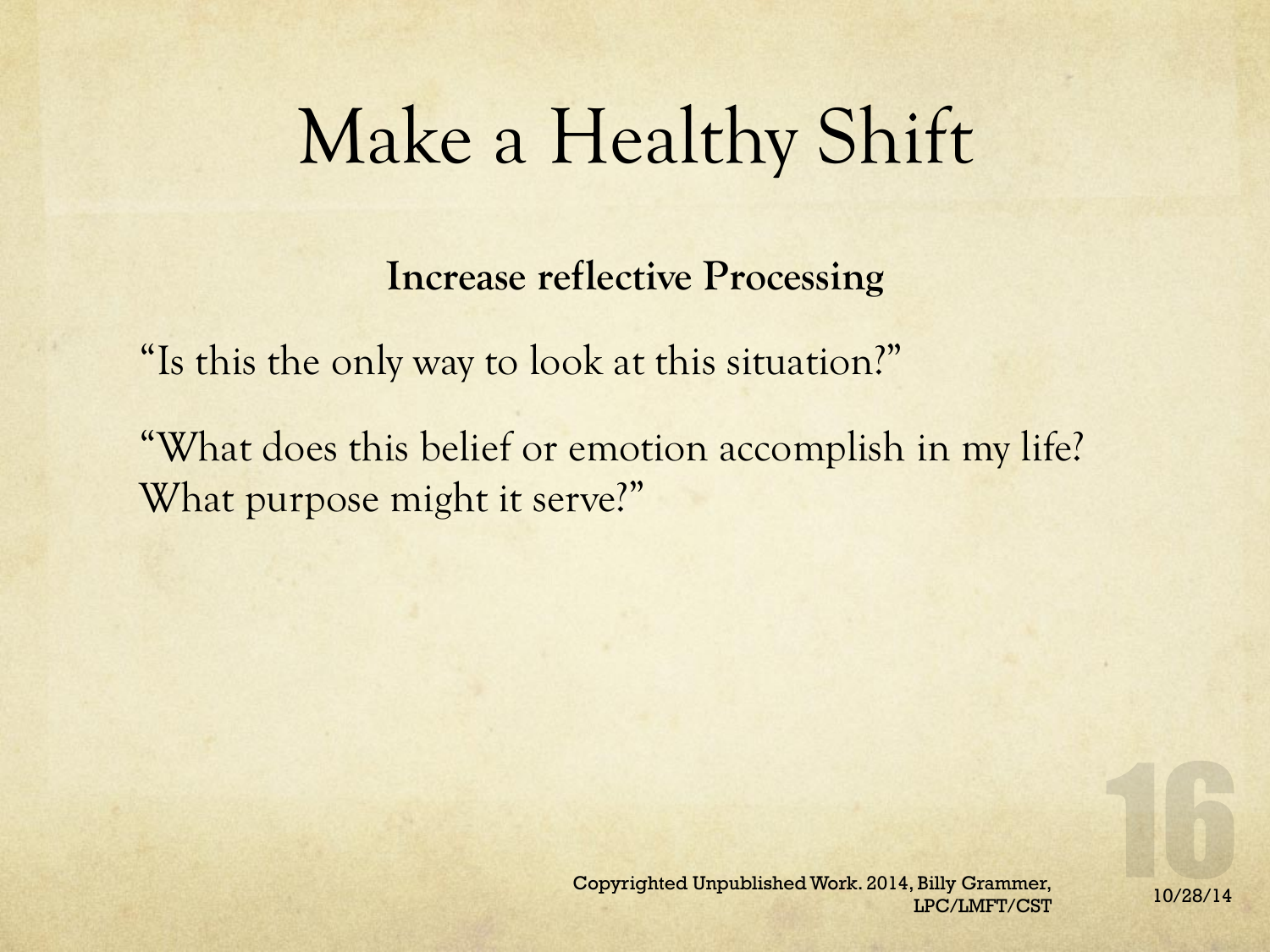# Make a Healthy Shift

**Increase reflective Processing**

"Is this the only way to look at this situation?"

"What does this belief or emotion accomplish in my life? What purpose might it serve?"

Copyrighted Unpublished Work. 2014, Billy Grammer, LPC/LMFT/CST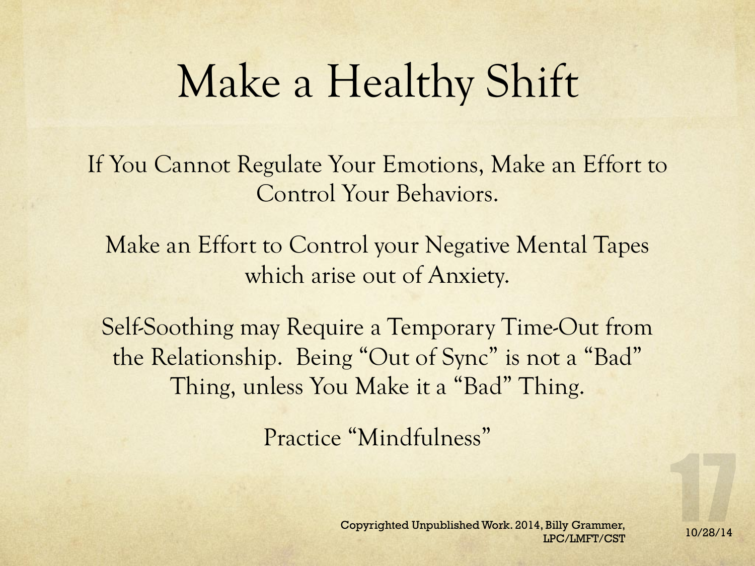# Make a Healthy Shift

If You Cannot Regulate Your Emotions, Make an Effort to Control Your Behaviors.

Make an Effort to Control your Negative Mental Tapes which arise out of Anxiety.

Self-Soothing may Require a Temporary Time-Out from the Relationship. Being "Out of Sync" is not a "Bad" Thing, unless You Make it a "Bad" Thing.

Practice "Mindfulness"

Copyrighted Unpublished Work. 2014, Billy Grammer, LPC/LMFT/CST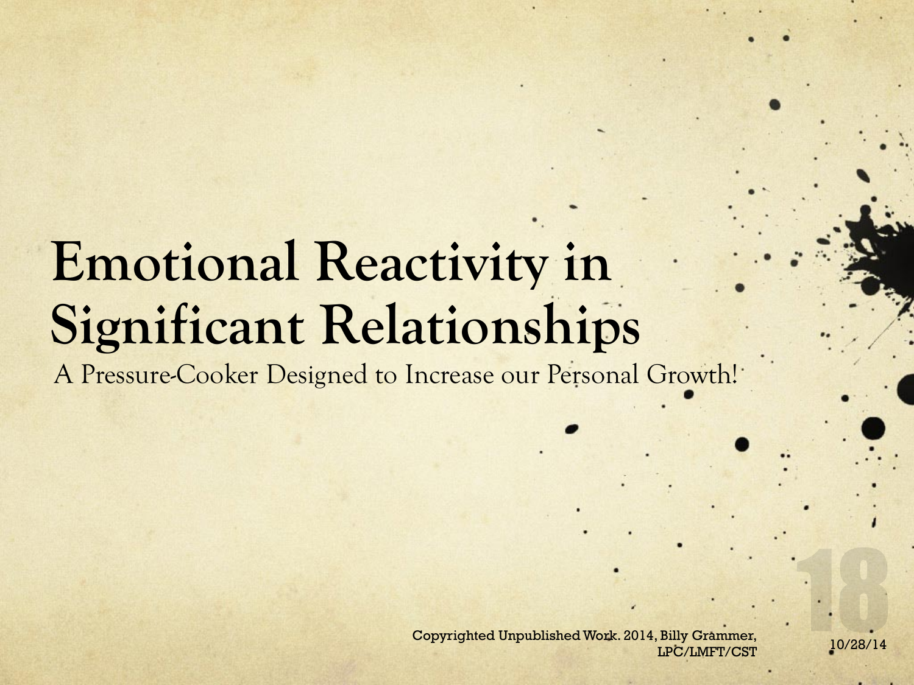# Emotional Reactivity in Significant Relationships

A Pressure-Cooker Designed to Increase our Personal Growth!

Copyrighted Unpublished Work. 2014, Billy Grammer, LPC/LMFT/CST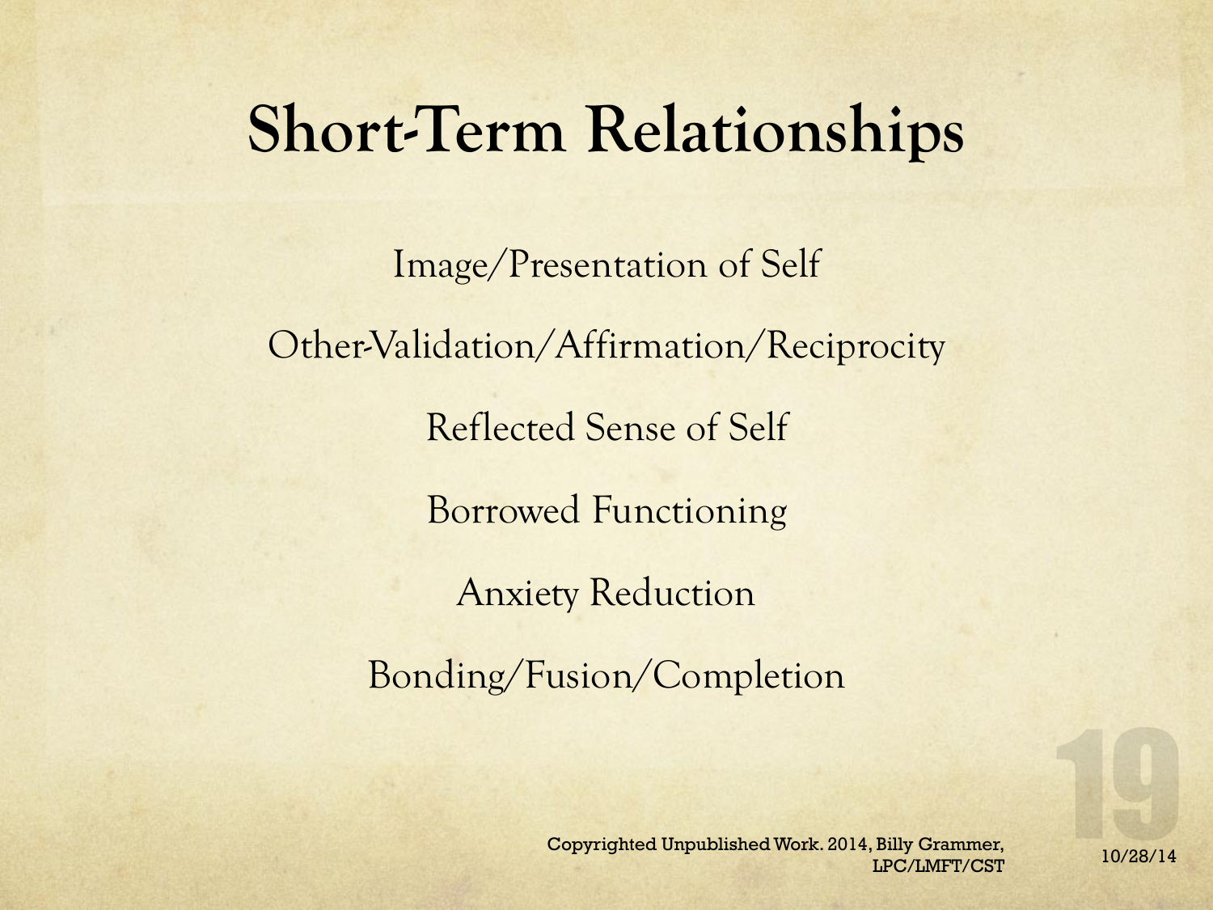# Short-Term Relationships

Image/Presentation of Self

Other-Validation/Affirmation/Reciprocity

Reflected Sense of Self

Borrowed Functioning

Anxiety Reduction

Bonding/Fusion/Completion

Copyrighted Unpublished Work. 2014, Billy Grammer, LPC/LMFT/CST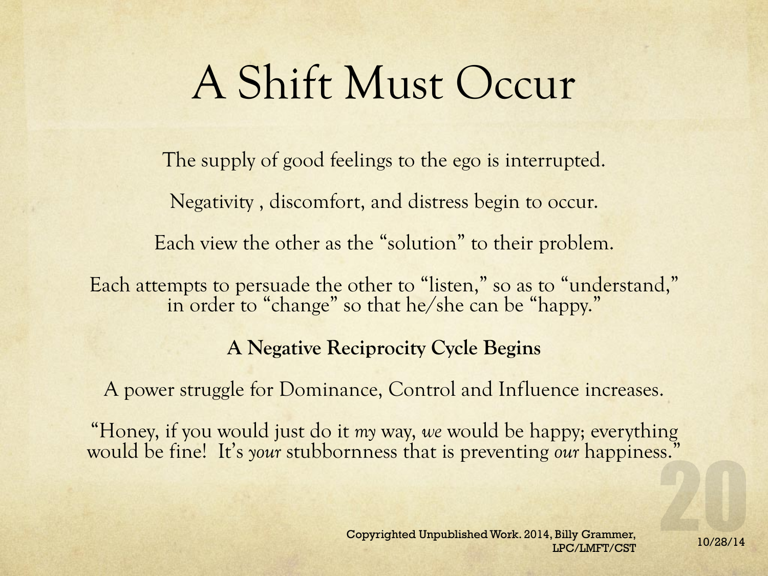# A Shift Must Occur

The supply of good feelings to the ego is interrupted.

Negativity , discomfort, and distress begin to occur.

Each view the other as the "solution" to their problem.

Each attempts to persuade the other to "listen," so as to "understand," in order to "change" so that he/she can be "happy."

**A Negative Reciprocity Cycle Begins**

A power struggle for Dominance, Control and Influence increases.

"Honey, if you would just do it *my* way, *we* would be happy; everything would be fine! It's *your* stubbornness that is preventing *our* happiness."

Copyrighted Unpublished Work. 2014, Billy Grammer, LPC/LMFT/CST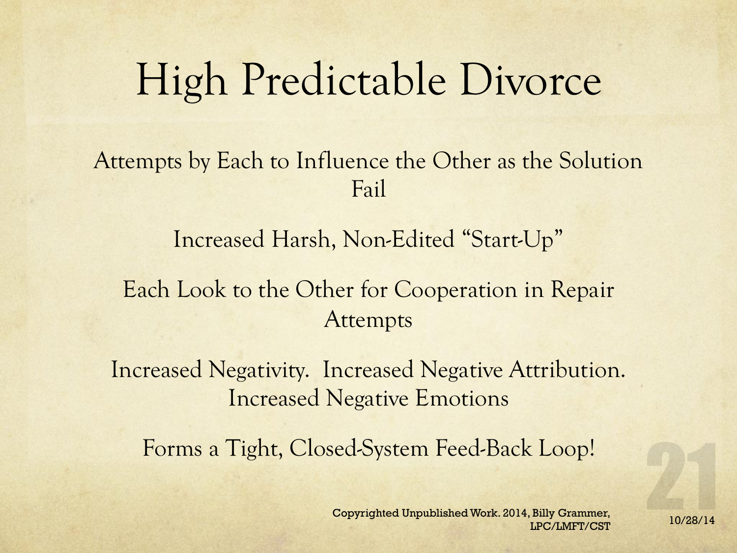# High Predictable Divorce

Attempts by Each to Influence the Other as the Solution Fail

Increased Harsh, Non-Edited "Start-Up"

Each Look to the Other for Cooperation in Repair Attempts

Increased Negativity. Increased Negative Attribution. Increased Negative Emotions

Forms a Tight, Closed-System Feed-Back Loop!

Copyrighted Unpublished Work. 2014, Billy Grammer, LPC/LMFT/CST

10/28/14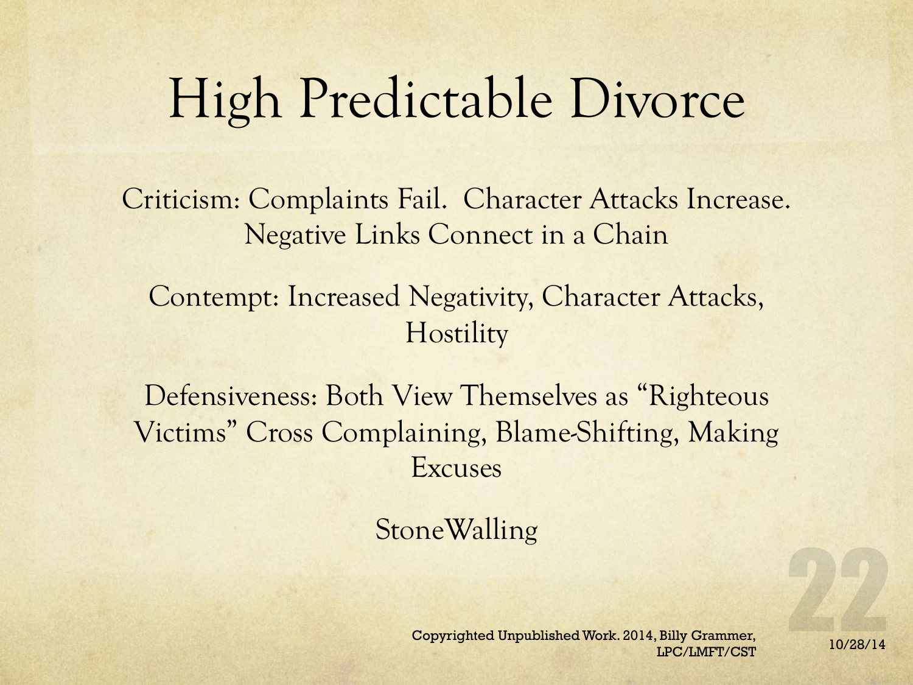# High Predictable Divorce

Criticism: Complaints Fail. Character Attacks Increase. Negative Links Connect in a Chain

Contempt: Increased Negativity, Character Attacks, Hostility

Defensiveness: Both View Themselves as "Righteous Victims" Cross Complaining, Blame-Shifting, Making Excuses

StoneWalling

Copyrighted Unpublished Work. 2014, Billy Grammer, LPC/LMFT/CST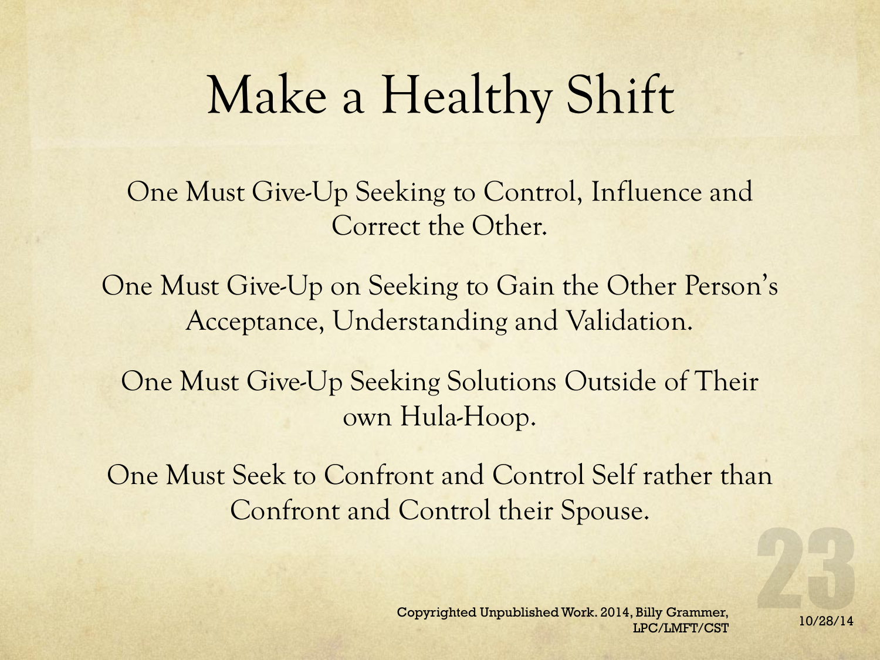# Make a Healthy Shift

One Must Give-Up Seeking to Control, Influence and Correct the Other.

One Must Give-Up on Seeking to Gain the Other Person's Acceptance, Understanding and Validation.

One Must Give-Up Seeking Solutions Outside of Their own Hula-Hoop.

One Must Seek to Confront and Control Self rather than Confront and Control their Spouse.

Copyrighted Unpublished Work. 2014, Billy Grammer, LPC/LMFT/CST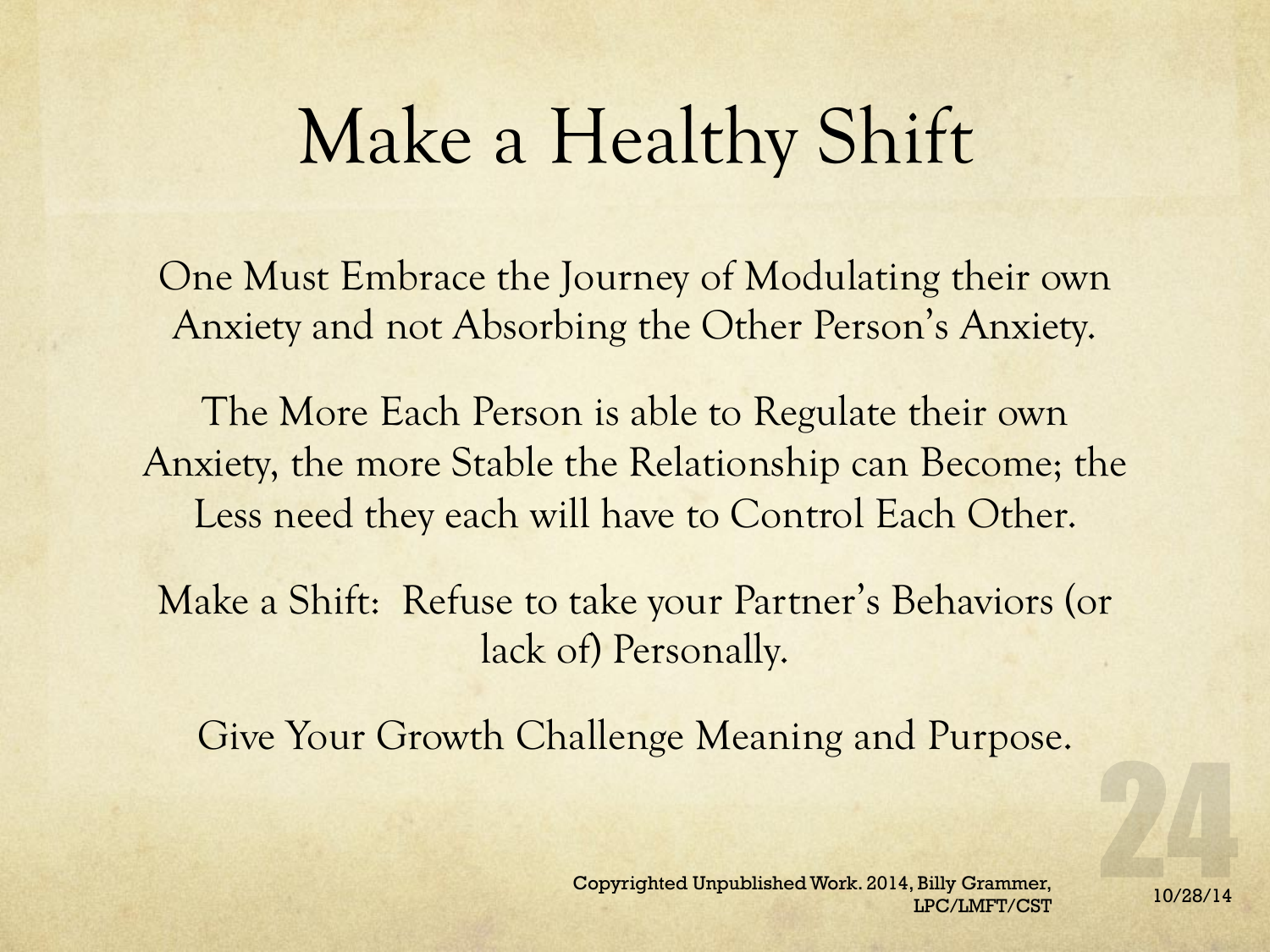# Make a Healthy Shift

One Must Embrace the Journey of Modulating their own Anxiety and not Absorbing the Other Person's Anxiety.

The More Each Person is able to Regulate their own Anxiety, the more Stable the Relationship can Become; the Less need they each will have to Control Each Other.

Make a Shift: Refuse to take your Partner's Behaviors (or lack of) Personally.

Give Your Growth Challenge Meaning and Purpose.

Copyrighted Unpublished Work. 2014, Billy Grammer, LPC/LMFT/CST